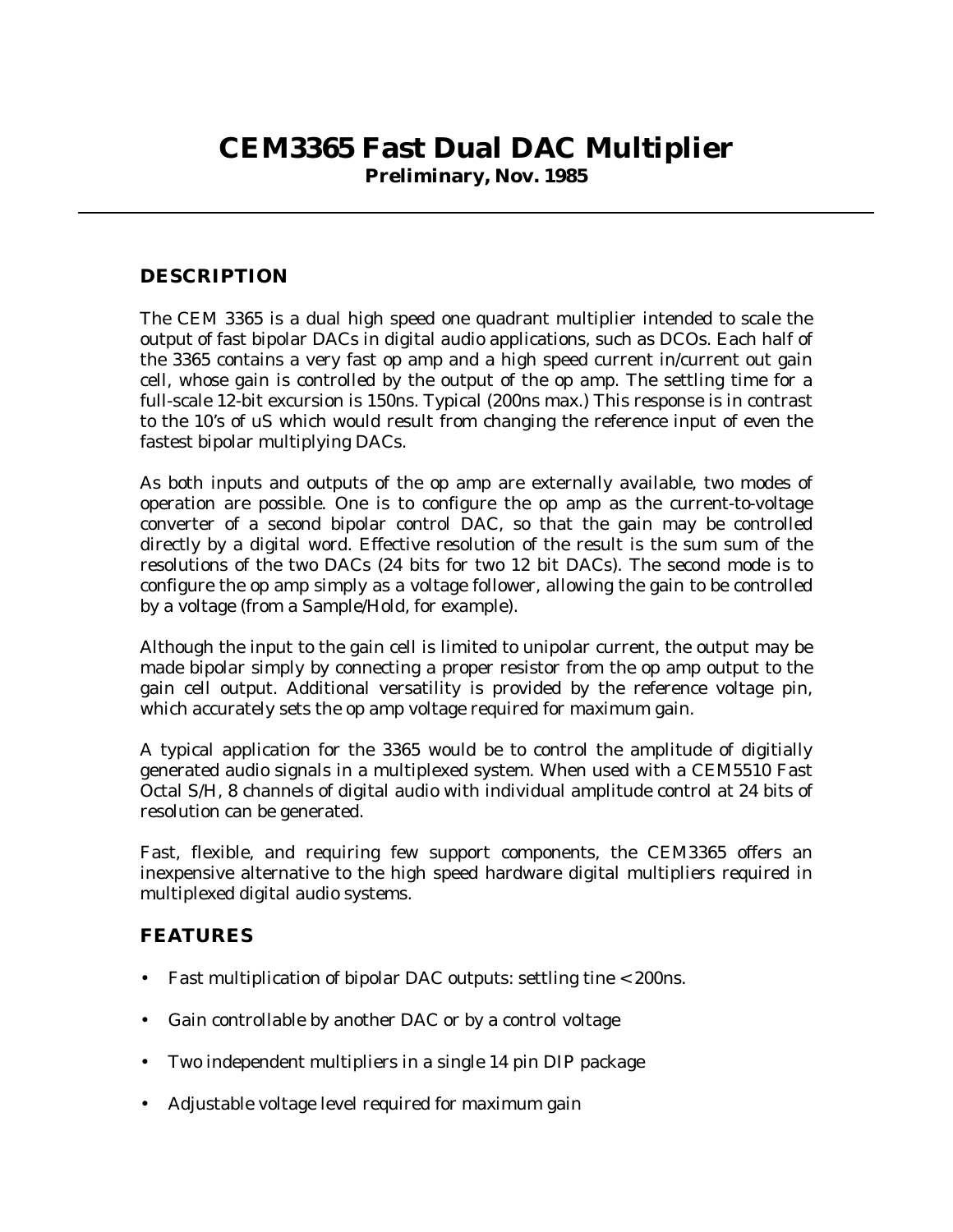# CEM3365 Fast Dual DAC Multiplier

**Preliminary, Nov. 1985**

## DESCRIPTION

The CEM 3365 is a dual high speed one quadrant multiplier intended to scale the output of fast bipolar DACs in digital audio applications, such as DCOs. Each half of the 3365 contains a very fast op amp and a high speed current in/current out gain cell, whose gain is controlled by the output of the op amp. The settling time for a full-scale 12-bit excursion is 150ns. Typical (200ns max.) This response is in contrast to the 10's of uS which would result from changing the reference input of even the fastest bipolar multiplying DACs.

As both inputs and outputs of the op amp are externally available, two modes of operation are possible. One is to configure the op amp as the current-to-voltage converter of a second bipolar control DAC, so that the gain may be controlled directly by a digital word. Effective resolution of the result is the sum sum of the resolutions of the two DACs (24 bits for two 12 bit DACs). The second mode is to configure the op amp simply as a voltage follower, allowing the gain to be controlled by a voltage (from a Sample/Hold, for example).

Although the input to the gain cell is limited to unipolar current, the output may be made bipolar simply by connecting a proper resistor from the op amp output to the gain cell output. Additional versatility is provided by the reference voltage pin, which accurately sets the op amp voltage required for maximum gain.

A typical application for the 3365 would be to control the amplitude of digitially generated audio signals in a multiplexed system. When used with a CEM5510 Fast Octal S/H, 8 channels of digital audio with individual amplitude control at 24 bits of resolution can be generated.

Fast, flexible, and requiring few support components, the CEM3365 offers an inexpensive alternative to the high speed hardware digital multipliers required in multiplexed digital audio systems.

## FEATURES

- Fast multiplication of bipolar DAC outputs: settling tine < 200ns.
- Gain controllable by another DAC or by a control voltage
- Two independent multipliers in a single 14 pin DIP package
- Adjustable voltage level required for maximum gain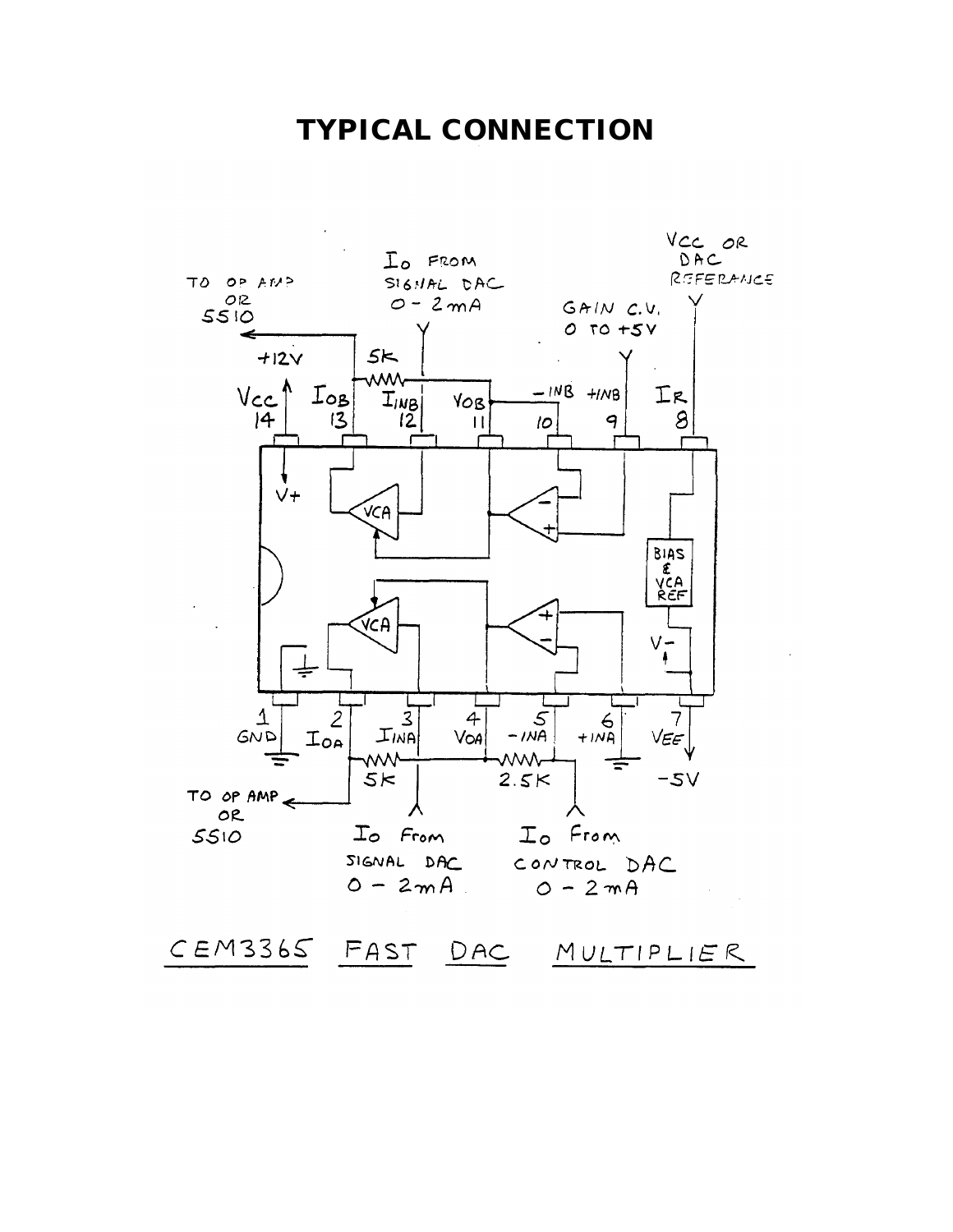# TYPICAL CONNECTION

TO OP AMP OR 5510

$I_O$ FROM SIGNAL DAC 0 – 2mA

GAIN C.V. 0 TO +5V

VCC OR DAC REFERANCE

+12V

5K

$V_{CC}$ 14

$I_{OB}$ 13

$I_{INB}$ 12

$V_{OB}$ 11

–INB 10

+INB 9

$I_R$ 8

V+

VCA

BIAS & VCA REF

V–

1 GND

2 $I_{OA}$

3 $I_{INA}$

4 $V_{OA}$

5 –INA

6 +INA

7 $V_{EE}$

5K

2.5K

–5V

TO OP AMP OR 5510

$I_O$ From SIGNAL DAC 0 – 2mA

$I_O$ From CONTROL DAC 0 – 2mA

CEM3365 FAST DAC MULTIPLIER